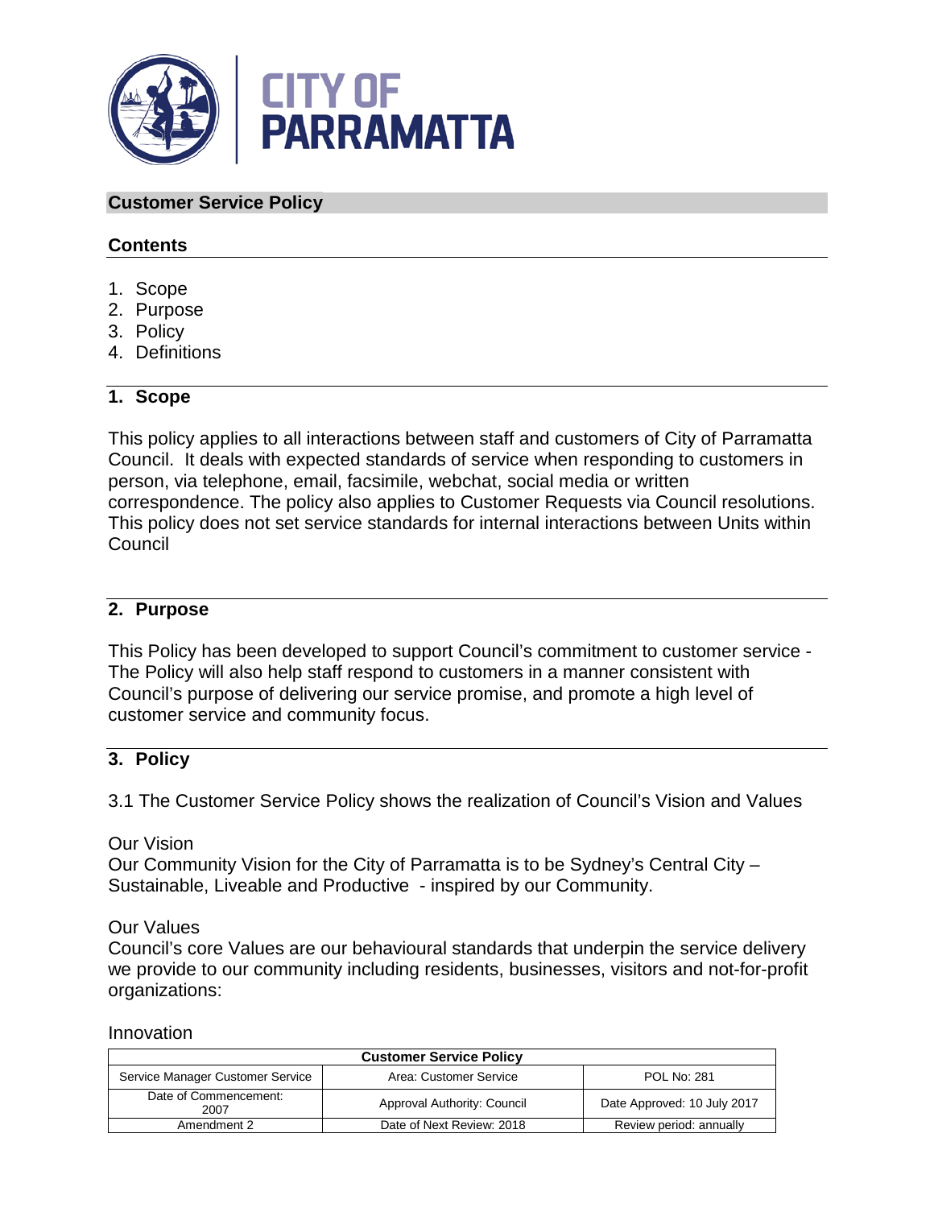# Customer Service Policy

## Contents

1. Scope
2. Purpose
3. Policy
4. Definitions

## 1. Scope

This policy applies to all interactions between staff and customers of City of Parramatta Council. It deals with expected standards of service when responding to customers in person, via telephone, email, facsimile, webchat, social media or written correspondence. The policy also applies to Customer Requests via Council resolutions. This policy does not set service standards for internal interactions between Units within Council

## 2. Purpose

This Policy has been developed to support Council's commitment to customer service - The Policy will also help staff respond to customers in a manner consistent with Council's purpose of delivering our service promise, and promote a high level of customer service and community focus.

## 3. Policy

3.1 The Customer Service Policy shows the realization of Council's Vision and Values

Our Vision
Our Community Vision for the City of Parramatta is to be Sydney's Central City – Sustainable, Liveable and Productive - inspired by our Community.

Our Values
Council's core Values are our behavioural standards that underpin the service delivery we provide to our community including residents, businesses, visitors and not-for-profit organizations:

Innovation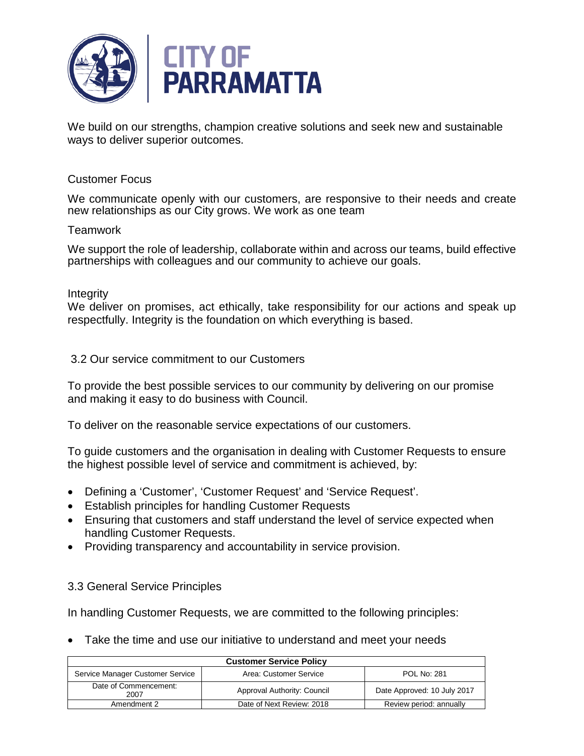We build on our strengths, champion creative solutions and seek new and sustainable ways to deliver superior outcomes.

Customer Focus

We communicate openly with our customers, are responsive to their needs and create new relationships as our City grows. We work as one team

Teamwork

We support the role of leadership, collaborate within and across our teams, build effective partnerships with colleagues and our community to achieve our goals.

Integrity

We deliver on promises, act ethically, take responsibility for our actions and speak up respectfully. Integrity is the foundation on which everything is based.

### 3.2 Our service commitment to our Customers

To provide the best possible services to our community by delivering on our promise and making it easy to do business with Council.

To deliver on the reasonable service expectations of our customers.

To guide customers and the organisation in dealing with Customer Requests to ensure the highest possible level of service and commitment is achieved, by:

- Defining a 'Customer', 'Customer Request' and 'Service Request'.
- Establish principles for handling Customer Requests
- Ensuring that customers and staff understand the level of service expected when handling Customer Requests.
- Providing transparency and accountability in service provision.

### 3.3 General Service Principles

In handling Customer Requests, we are committed to the following principles:

- Take the time and use our initiative to understand and meet your needs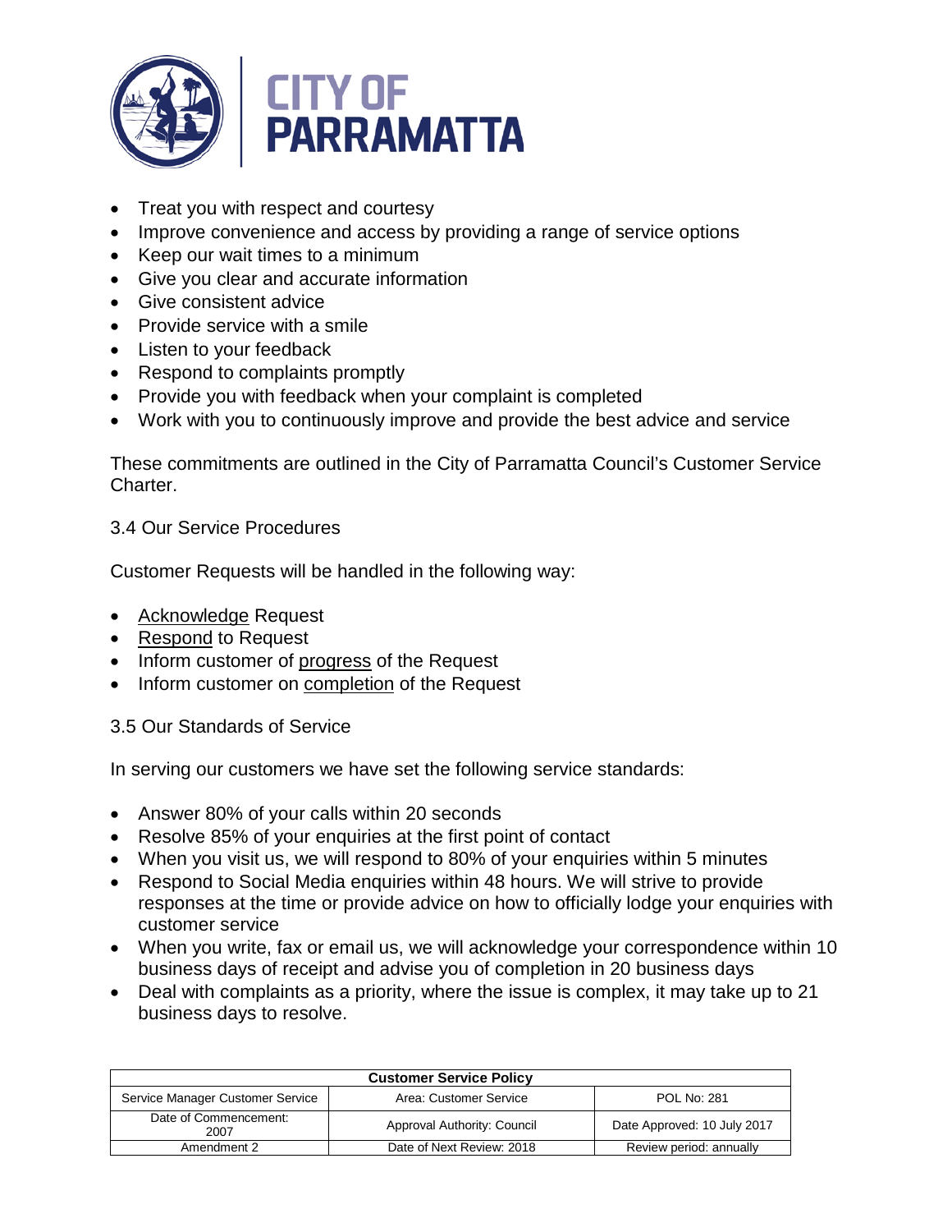- Treat you with respect and courtesy
- Improve convenience and access by providing a range of service options
- Keep our wait times to a minimum
- Give you clear and accurate information
- Give consistent advice
- Provide service with a smile
- Listen to your feedback
- Respond to complaints promptly
- Provide you with feedback when your complaint is completed
- Work with you to continuously improve and provide the best advice and service

These commitments are outlined in the City of Parramatta Council's Customer Service Charter.

### 3.4 Our Service Procedures

Customer Requests will be handled in the following way:

- <u>Acknowledge</u> Request
- <u>Respond</u> to Request
- Inform customer of <u>progress</u> of the Request
- Inform customer on <u>completion</u> of the Request

### 3.5 Our Standards of Service

In serving our customers we have set the following service standards:

- Answer 80% of your calls within 20 seconds
- Resolve 85% of your enquiries at the first point of contact
- When you visit us, we will respond to 80% of your enquiries within 5 minutes
- Respond to Social Media enquiries within 48 hours. We will strive to provide responses at the time or provide advice on how to officially lodge your enquiries with customer service
- When you write, fax or email us, we will acknowledge your correspondence within 10 business days of receipt and advise you of completion in 20 business days
- Deal with complaints as a priority, where the issue is complex, it may take up to 21 business days to resolve.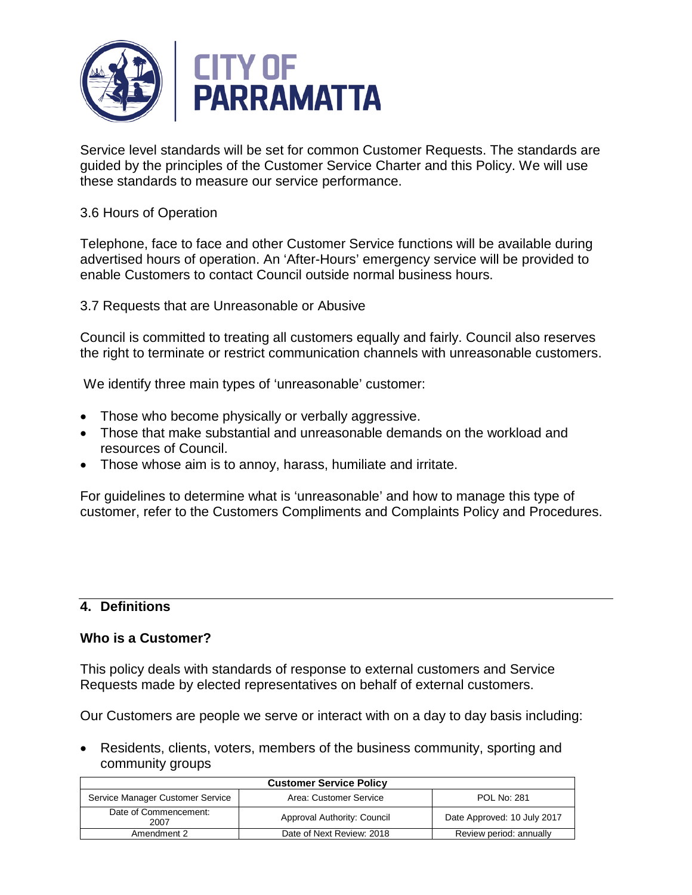Service level standards will be set for common Customer Requests. The standards are guided by the principles of the Customer Service Charter and this Policy. We will use these standards to measure our service performance.

3.6 Hours of Operation

Telephone, face to face and other Customer Service functions will be available during advertised hours of operation. An 'After-Hours' emergency service will be provided to enable Customers to contact Council outside normal business hours.

3.7 Requests that are Unreasonable or Abusive

Council is committed to treating all customers equally and fairly. Council also reserves the right to terminate or restrict communication channels with unreasonable customers.

We identify three main types of 'unreasonable' customer:

- Those who become physically or verbally aggressive.
- Those that make substantial and unreasonable demands on the workload and resources of Council.
- Those whose aim is to annoy, harass, humiliate and irritate.

For guidelines to determine what is 'unreasonable' and how to manage this type of customer, refer to the Customers Compliments and Complaints Policy and Procedures.

## 4. Definitions

### Who is a Customer?

This policy deals with standards of response to external customers and Service Requests made by elected representatives on behalf of external customers.

Our Customers are people we serve or interact with on a day to day basis including:

- Residents, clients, voters, members of the business community, sporting and community groups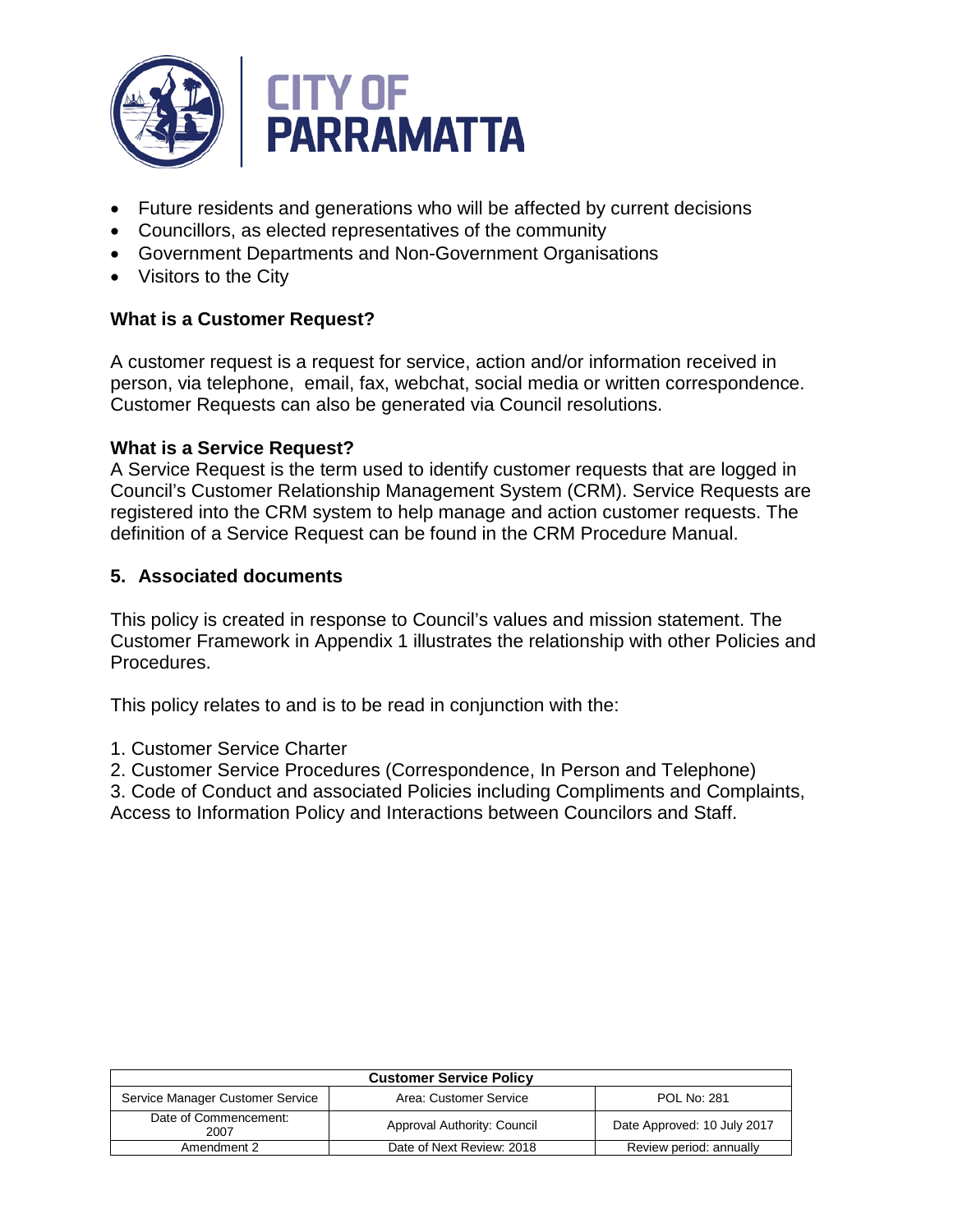- Future residents and generations who will be affected by current decisions
- Councillors, as elected representatives of the community
- Government Departments and Non-Government Organisations
- Visitors to the City

**What is a Customer Request?**

A customer request is a request for service, action and/or information received in person, via telephone, email, fax, webchat, social media or written correspondence. Customer Requests can also be generated via Council resolutions.

**What is a Service Request?**

A Service Request is the term used to identify customer requests that are logged in Council's Customer Relationship Management System (CRM). Service Requests are registered into the CRM system to help manage and action customer requests. The definition of a Service Request can be found in the CRM Procedure Manual.

## 5. Associated documents

This policy is created in response to Council's values and mission statement. The Customer Framework in Appendix 1 illustrates the relationship with other Policies and Procedures.

This policy relates to and is to be read in conjunction with the:

1. Customer Service Charter
2. Customer Service Procedures (Correspondence, In Person and Telephone)
3. Code of Conduct and associated Policies including Compliments and Complaints, Access to Information Policy and Interactions between Councilors and Staff.

| Customer Service Policy | | |
|---|---|---|
| Service Manager Customer Service | Area: Customer Service | POL No: 281 |
| Date of Commencement: 2007 | Approval Authority: Council | Date Approved: 10 July 2017 |
| Amendment 2 | Date of Next Review: 2018 | Review period: annually |